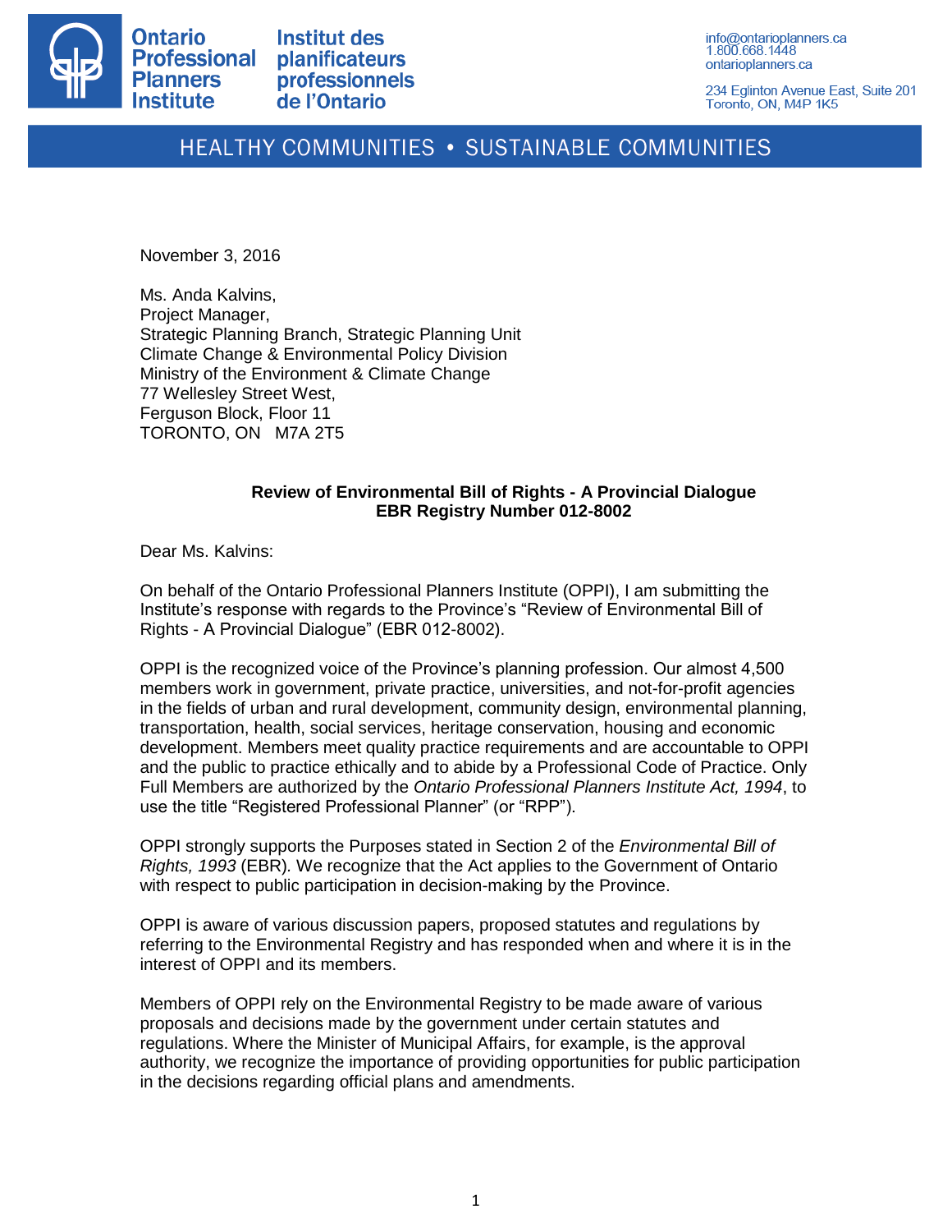Ontario Professional Planners Institute
Institut des planificateurs professionnels de l'Ontario

info@ontarioplanners.ca
1.800.668.1448
ontarioplanners.ca

234 Eglinton Avenue East, Suite 201
Toronto, ON, M4P 1K5

HEALTHY COMMUNITIES • SUSTAINABLE COMMUNITIES

November 3, 2016

Ms. Anda Kalvins,
Project Manager,
Strategic Planning Branch, Strategic Planning Unit
Climate Change & Environmental Policy Division
Ministry of the Environment & Climate Change
77 Wellesley Street West,
Ferguson Block, Floor 11
TORONTO, ON M7A 2T5

**Review of Environmental Bill of Rights - A Provincial Dialogue**
**EBR Registry Number 012-8002**

Dear Ms. Kalvins:

On behalf of the Ontario Professional Planners Institute (OPPI), I am submitting the Institute's response with regards to the Province's "Review of Environmental Bill of Rights - A Provincial Dialogue" (EBR 012-8002).

OPPI is the recognized voice of the Province's planning profession. Our almost 4,500 members work in government, private practice, universities, and not-for-profit agencies in the fields of urban and rural development, community design, environmental planning, transportation, health, social services, heritage conservation, housing and economic development. Members meet quality practice requirements and are accountable to OPPI and the public to practice ethically and to abide by a Professional Code of Practice. Only Full Members are authorized by the *Ontario Professional Planners Institute Act, 1994*, to use the title "Registered Professional Planner" (or "RPP").

OPPI strongly supports the Purposes stated in Section 2 of the *Environmental Bill of Rights, 1993* (EBR). We recognize that the Act applies to the Government of Ontario with respect to public participation in decision-making by the Province.

OPPI is aware of various discussion papers, proposed statutes and regulations by referring to the Environmental Registry and has responded when and where it is in the interest of OPPI and its members.

Members of OPPI rely on the Environmental Registry to be made aware of various proposals and decisions made by the government under certain statutes and regulations. Where the Minister of Municipal Affairs, for example, is the approval authority, we recognize the importance of providing opportunities for public participation in the decisions regarding official plans and amendments.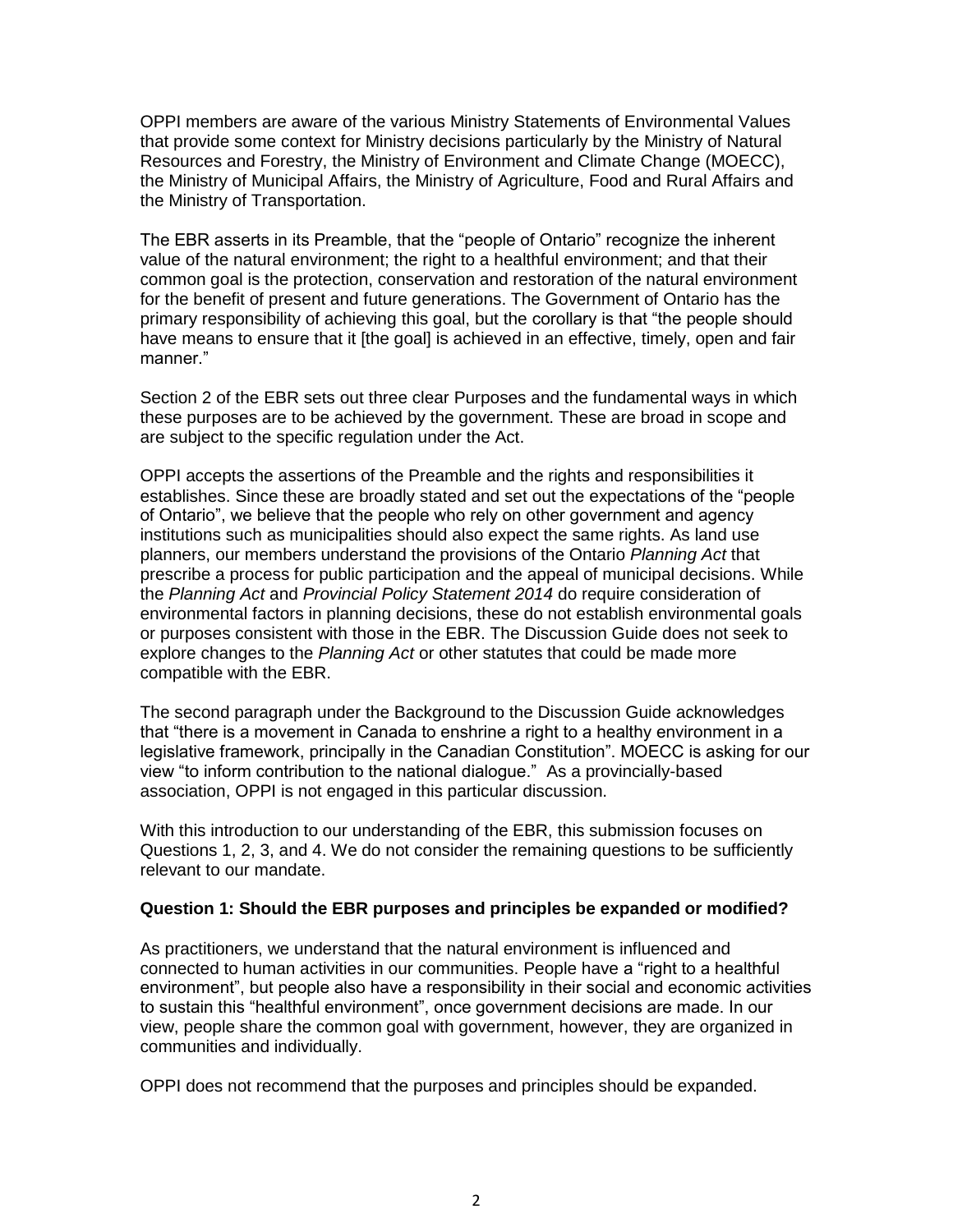OPPI members are aware of the various Ministry Statements of Environmental Values that provide some context for Ministry decisions particularly by the Ministry of Natural Resources and Forestry, the Ministry of Environment and Climate Change (MOECC), the Ministry of Municipal Affairs, the Ministry of Agriculture, Food and Rural Affairs and the Ministry of Transportation.

The EBR asserts in its Preamble, that the "people of Ontario" recognize the inherent value of the natural environment; the right to a healthful environment; and that their common goal is the protection, conservation and restoration of the natural environment for the benefit of present and future generations. The Government of Ontario has the primary responsibility of achieving this goal, but the corollary is that "the people should have means to ensure that it [the goal] is achieved in an effective, timely, open and fair manner."

Section 2 of the EBR sets out three clear Purposes and the fundamental ways in which these purposes are to be achieved by the government. These are broad in scope and are subject to the specific regulation under the Act.

OPPI accepts the assertions of the Preamble and the rights and responsibilities it establishes. Since these are broadly stated and set out the expectations of the "people of Ontario", we believe that the people who rely on other government and agency institutions such as municipalities should also expect the same rights. As land use planners, our members understand the provisions of the Ontario *Planning Act* that prescribe a process for public participation and the appeal of municipal decisions. While the *Planning Act* and *Provincial Policy Statement 2014* do require consideration of environmental factors in planning decisions, these do not establish environmental goals or purposes consistent with those in the EBR. The Discussion Guide does not seek to explore changes to the *Planning Act* or other statutes that could be made more compatible with the EBR.

The second paragraph under the Background to the Discussion Guide acknowledges that "there is a movement in Canada to enshrine a right to a healthy environment in a legislative framework, principally in the Canadian Constitution". MOECC is asking for our view "to inform contribution to the national dialogue." As a provincially-based association, OPPI is not engaged in this particular discussion.

With this introduction to our understanding of the EBR, this submission focuses on Questions 1, 2, 3, and 4. We do not consider the remaining questions to be sufficiently relevant to our mandate.

**Question 1: Should the EBR purposes and principles be expanded or modified?**

As practitioners, we understand that the natural environment is influenced and connected to human activities in our communities. People have a "right to a healthful environment", but people also have a responsibility in their social and economic activities to sustain this "healthful environment", once government decisions are made. In our view, people share the common goal with government, however, they are organized in communities and individually.

OPPI does not recommend that the purposes and principles should be expanded.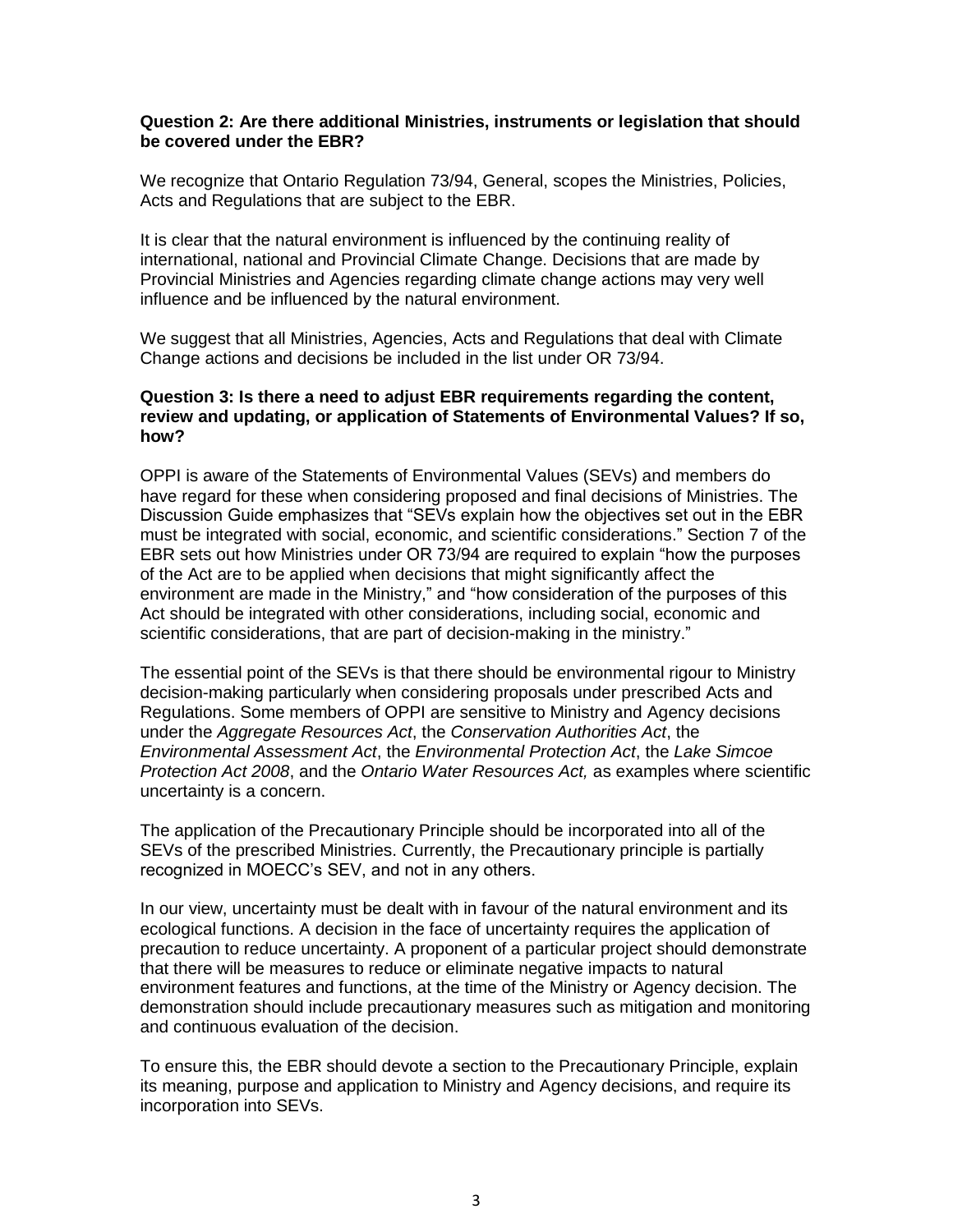**Question 2: Are there additional Ministries, instruments or legislation that should be covered under the EBR?**

We recognize that Ontario Regulation 73/94, General, scopes the Ministries, Policies, Acts and Regulations that are subject to the EBR.

It is clear that the natural environment is influenced by the continuing reality of international, national and Provincial Climate Change. Decisions that are made by Provincial Ministries and Agencies regarding climate change actions may very well influence and be influenced by the natural environment.

We suggest that all Ministries, Agencies, Acts and Regulations that deal with Climate Change actions and decisions be included in the list under OR 73/94.

**Question 3: Is there a need to adjust EBR requirements regarding the content, review and updating, or application of Statements of Environmental Values? If so, how?**

OPPI is aware of the Statements of Environmental Values (SEVs) and members do have regard for these when considering proposed and final decisions of Ministries. The Discussion Guide emphasizes that "SEVs explain how the objectives set out in the EBR must be integrated with social, economic, and scientific considerations." Section 7 of the EBR sets out how Ministries under OR 73/94 are required to explain "how the purposes of the Act are to be applied when decisions that might significantly affect the environment are made in the Ministry," and "how consideration of the purposes of this Act should be integrated with other considerations, including social, economic and scientific considerations, that are part of decision-making in the ministry."

The essential point of the SEVs is that there should be environmental rigour to Ministry decision-making particularly when considering proposals under prescribed Acts and Regulations. Some members of OPPI are sensitive to Ministry and Agency decisions under the *Aggregate Resources Act*, the *Conservation Authorities Act*, the *Environmental Assessment Act*, the *Environmental Protection Act*, the *Lake Simcoe Protection Act 2008*, and the *Ontario Water Resources Act,* as examples where scientific uncertainty is a concern.

The application of the Precautionary Principle should be incorporated into all of the SEVs of the prescribed Ministries. Currently, the Precautionary principle is partially recognized in MOECC's SEV, and not in any others.

In our view, uncertainty must be dealt with in favour of the natural environment and its ecological functions. A decision in the face of uncertainty requires the application of precaution to reduce uncertainty. A proponent of a particular project should demonstrate that there will be measures to reduce or eliminate negative impacts to natural environment features and functions, at the time of the Ministry or Agency decision. The demonstration should include precautionary measures such as mitigation and monitoring and continuous evaluation of the decision.

To ensure this, the EBR should devote a section to the Precautionary Principle, explain its meaning, purpose and application to Ministry and Agency decisions, and require its incorporation into SEVs.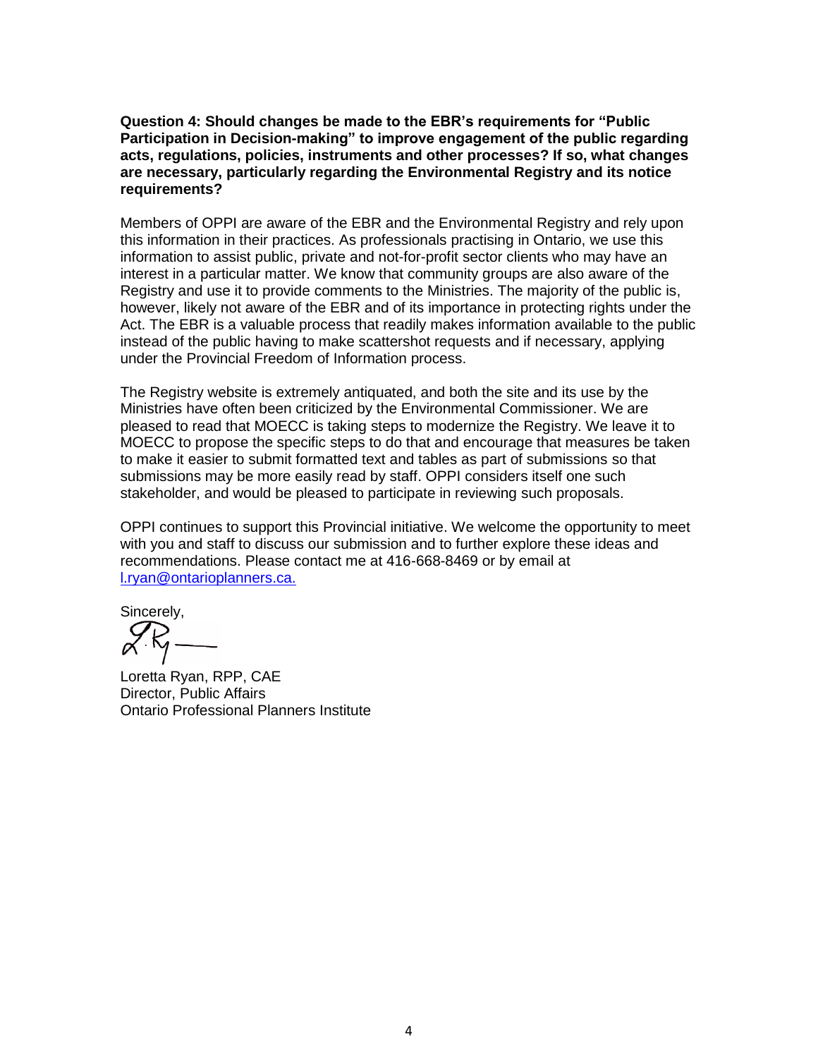**Question 4: Should changes be made to the EBR's requirements for "Public Participation in Decision-making" to improve engagement of the public regarding acts, regulations, policies, instruments and other processes? If so, what changes are necessary, particularly regarding the Environmental Registry and its notice requirements?**

Members of OPPI are aware of the EBR and the Environmental Registry and rely upon this information in their practices. As professionals practising in Ontario, we use this information to assist public, private and not-for-profit sector clients who may have an interest in a particular matter. We know that community groups are also aware of the Registry and use it to provide comments to the Ministries. The majority of the public is, however, likely not aware of the EBR and of its importance in protecting rights under the Act. The EBR is a valuable process that readily makes information available to the public instead of the public having to make scattershot requests and if necessary, applying under the Provincial Freedom of Information process.

The Registry website is extremely antiquated, and both the site and its use by the Ministries have often been criticized by the Environmental Commissioner. We are pleased to read that MOECC is taking steps to modernize the Registry. We leave it to MOECC to propose the specific steps to do that and encourage that measures be taken to make it easier to submit formatted text and tables as part of submissions so that submissions may be more easily read by staff. OPPI considers itself one such stakeholder, and would be pleased to participate in reviewing such proposals.

OPPI continues to support this Provincial initiative. We welcome the opportunity to meet with you and staff to discuss our submission and to further explore these ideas and recommendations. Please contact me at 416-668-8469 or by email at l.ryan@ontarioplanners.ca.

Sincerely,

Loretta Ryan, RPP, CAE
Director, Public Affairs
Ontario Professional Planners Institute